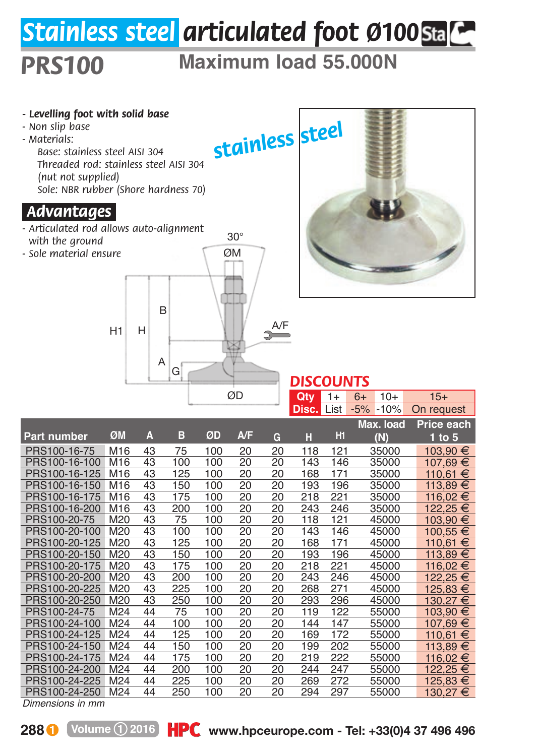# Stainless steel articulated foot Ø100

## PRS100

**Maximum load 55.000N**

- ***Levelling foot with solid base***
- *Non slip base*
- *Materials:*
  *Base: stainless steel AISI 304*
  *Threaded rod: stainless steel AISI 304 (nut not supplied)*
  *Sole: NBR rubber (Shore hardness 70)*

stainless steel

## Advantages

- *Articulated rod allows auto-alignment with the ground*
- *Sole material ensure*

30°
ØM
B
H1
H
A/F
A
G
ØD

**DISCOUNTS**

| Qty | 1+ | 6+ | 10+ | 15+ |
|---|---|---|---|---|
| Disc. | List | -5% | -10% | On request |

| Part number | ØM | A | B | ØD | A/F | G | H | H1 | Max. load (N) | Price each 1 to 5 |
|---|---|---|---|---|---|---|---|---|---|---|
| PRS100-16-75 | M16 | 43 | 75 | 100 | 20 | 20 | 118 | 121 | 35000 | 103,90 € |
| PRS100-16-100 | M16 | 43 | 100 | 100 | 20 | 20 | 143 | 146 | 35000 | 107,69 € |
| PRS100-16-125 | M16 | 43 | 125 | 100 | 20 | 20 | 168 | 171 | 35000 | 110,61 € |
| PRS100-16-150 | M16 | 43 | 150 | 100 | 20 | 20 | 193 | 196 | 35000 | 113,89 € |
| PRS100-16-175 | M16 | 43 | 175 | 100 | 20 | 20 | 218 | 221 | 35000 | 116,02 € |
| PRS100-16-200 | M16 | 43 | 200 | 100 | 20 | 20 | 243 | 246 | 35000 | 122,25 € |
| PRS100-20-75 | M20 | 43 | 75 | 100 | 20 | 20 | 118 | 121 | 45000 | 103,90 € |
| PRS100-20-100 | M20 | 43 | 100 | 100 | 20 | 20 | 143 | 146 | 45000 | 100,55 € |
| PRS100-20-125 | M20 | 43 | 125 | 100 | 20 | 20 | 168 | 171 | 45000 | 110,61 € |
| PRS100-20-150 | M20 | 43 | 150 | 100 | 20 | 20 | 193 | 196 | 45000 | 113,89 € |
| PRS100-20-175 | M20 | 43 | 175 | 100 | 20 | 20 | 218 | 221 | 45000 | 116,02 € |
| PRS100-20-200 | M20 | 43 | 200 | 100 | 20 | 20 | 243 | 246 | 45000 | 122,25 € |
| PRS100-20-225 | M20 | 43 | 225 | 100 | 20 | 20 | 268 | 271 | 45000 | 125,83 € |
| PRS100-20-250 | M20 | 43 | 250 | 100 | 20 | 20 | 293 | 296 | 45000 | 130,27 € |
| PRS100-24-75 | M24 | 44 | 75 | 100 | 20 | 20 | 119 | 122 | 55000 | 103,90 € |
| PRS100-24-100 | M24 | 44 | 100 | 100 | 20 | 20 | 144 | 147 | 55000 | 107,69 € |
| PRS100-24-125 | M24 | 44 | 125 | 100 | 20 | 20 | 169 | 172 | 55000 | 110,61 € |
| PRS100-24-150 | M24 | 44 | 150 | 100 | 20 | 20 | 199 | 202 | 55000 | 113,89 € |
| PRS100-24-175 | M24 | 44 | 175 | 100 | 20 | 20 | 219 | 222 | 55000 | 116,02 € |
| PRS100-24-200 | M24 | 44 | 200 | 100 | 20 | 20 | 244 | 247 | 55000 | 122,25 € |
| PRS100-24-225 | M24 | 44 | 225 | 100 | 20 | 20 | 269 | 272 | 55000 | 125,83 € |
| PRS100-24-250 | M24 | 44 | 250 | 100 | 20 | 20 | 294 | 297 | 55000 | 130,27 € |

*Dimensions in mm*

HPC www.hpceurope.com - Tel: +33(0)4 37 496 496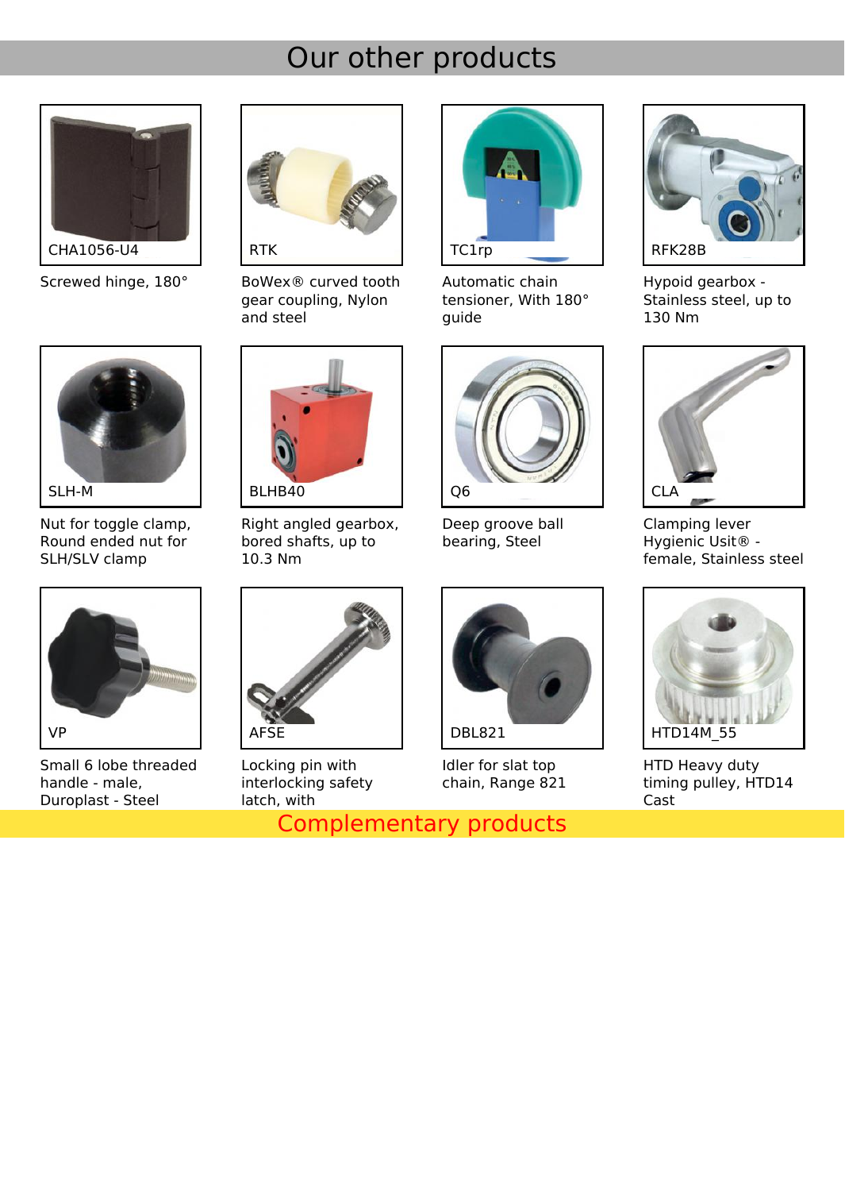# Our other products

CHA1056-U4

Screwed hinge, 180°

RTK

BoWex® curved tooth gear coupling, Nylon and steel

TC1rp

Automatic chain tensioner, With 180° guide

RFK28B

Hypoid gearbox - Stainless steel, up to 130 Nm

SLH-M

Nut for toggle clamp, Round ended nut for SLH/SLV clamp

BLHB40

Right angled gearbox, bored shafts, up to 10.3 Nm

Q6

Deep groove ball bearing, Steel

CLA

Clamping lever Hygienic Usit® - female, Stainless steel

VP

Small 6 lobe threaded handle - male, Duroplast - Steel

AFSE

Locking pin with interlocking safety latch, with

DBL821

Idler for slat top chain, Range 821

HTD14M_55

HTD Heavy duty timing pulley, HTD14 Cast

## Complementary products